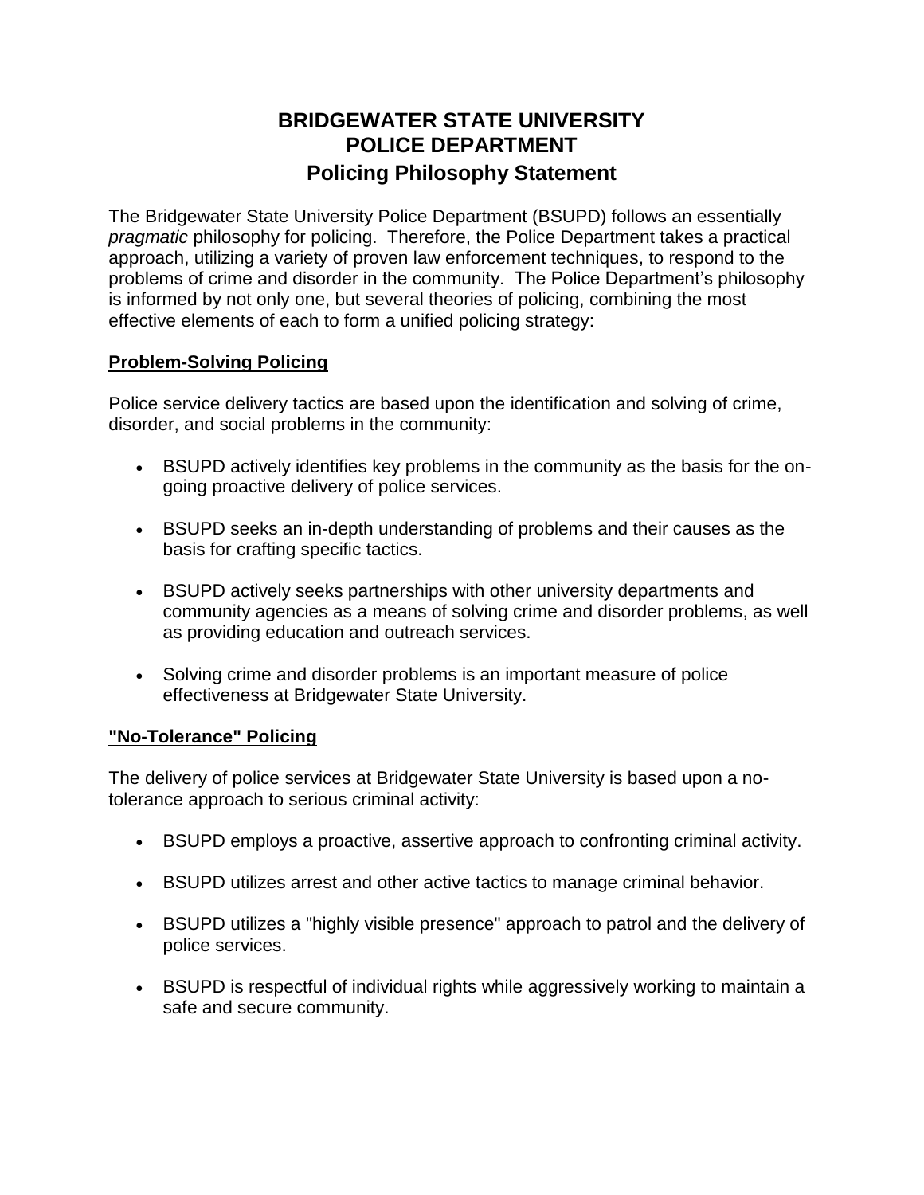# BRIDGEWATER STATE UNIVERSITY
# POLICE DEPARTMENT
## Policing Philosophy Statement

The Bridgewater State University Police Department (BSUPD) follows an essentially *pragmatic* philosophy for policing. Therefore, the Police Department takes a practical approach, utilizing a variety of proven law enforcement techniques, to respond to the problems of crime and disorder in the community. The Police Department's philosophy is informed by not only one, but several theories of policing, combining the most effective elements of each to form a unified policing strategy:

### Problem-Solving Policing

Police service delivery tactics are based upon the identification and solving of crime, disorder, and social problems in the community:

- BSUPD actively identifies key problems in the community as the basis for the on-going proactive delivery of police services.
- BSUPD seeks an in-depth understanding of problems and their causes as the basis for crafting specific tactics.
- BSUPD actively seeks partnerships with other university departments and community agencies as a means of solving crime and disorder problems, as well as providing education and outreach services.
- Solving crime and disorder problems is an important measure of police effectiveness at Bridgewater State University.

### "No-Tolerance" Policing

The delivery of police services at Bridgewater State University is based upon a no-tolerance approach to serious criminal activity:

- BSUPD employs a proactive, assertive approach to confronting criminal activity.
- BSUPD utilizes arrest and other active tactics to manage criminal behavior.
- BSUPD utilizes a "highly visible presence" approach to patrol and the delivery of police services.
- BSUPD is respectful of individual rights while aggressively working to maintain a safe and secure community.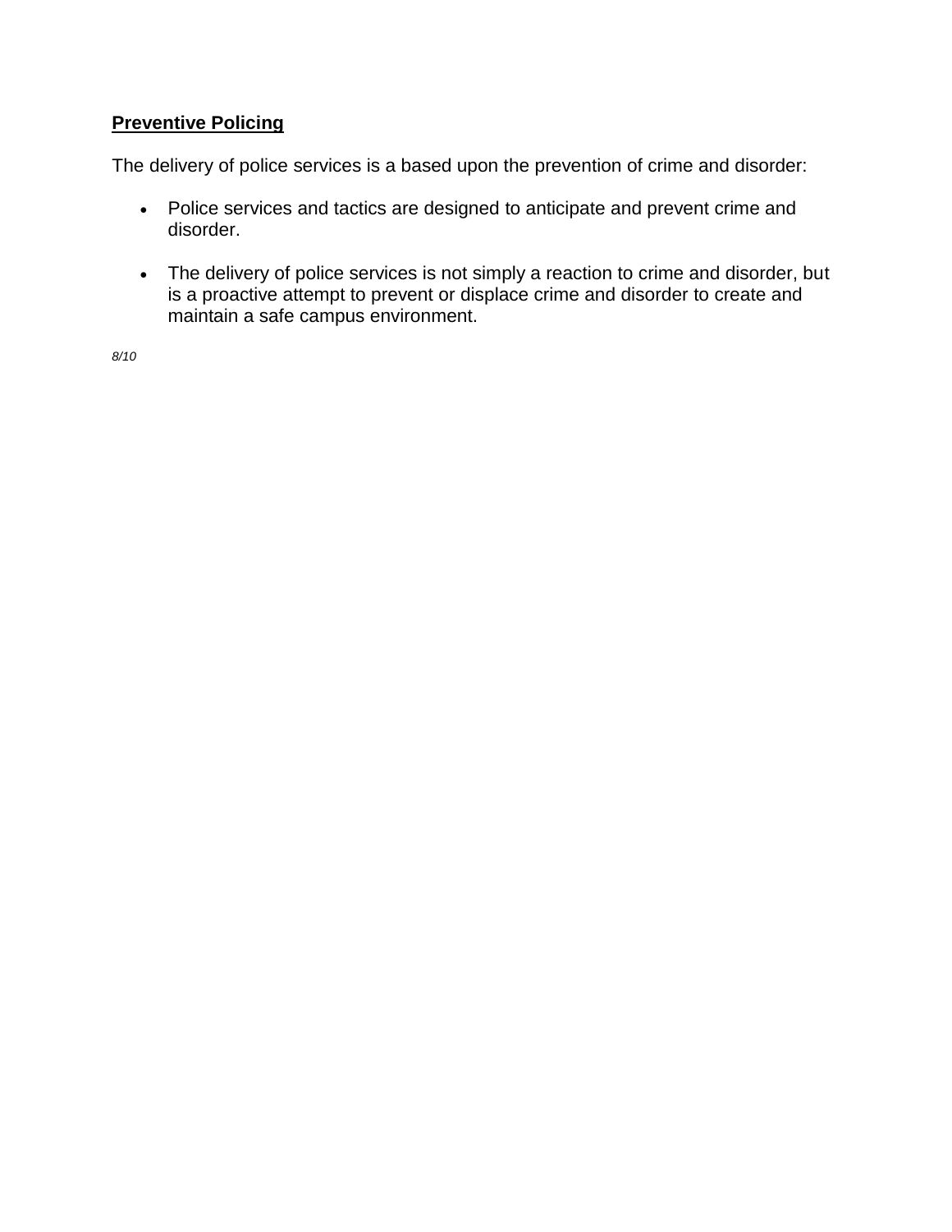**Preventive Policing**

The delivery of police services is a based upon the prevention of crime and disorder:

- Police services and tactics are designed to anticipate and prevent crime and disorder.

- The delivery of police services is not simply a reaction to crime and disorder, but is a proactive attempt to prevent or displace crime and disorder to create and maintain a safe campus environment.

*8/10*